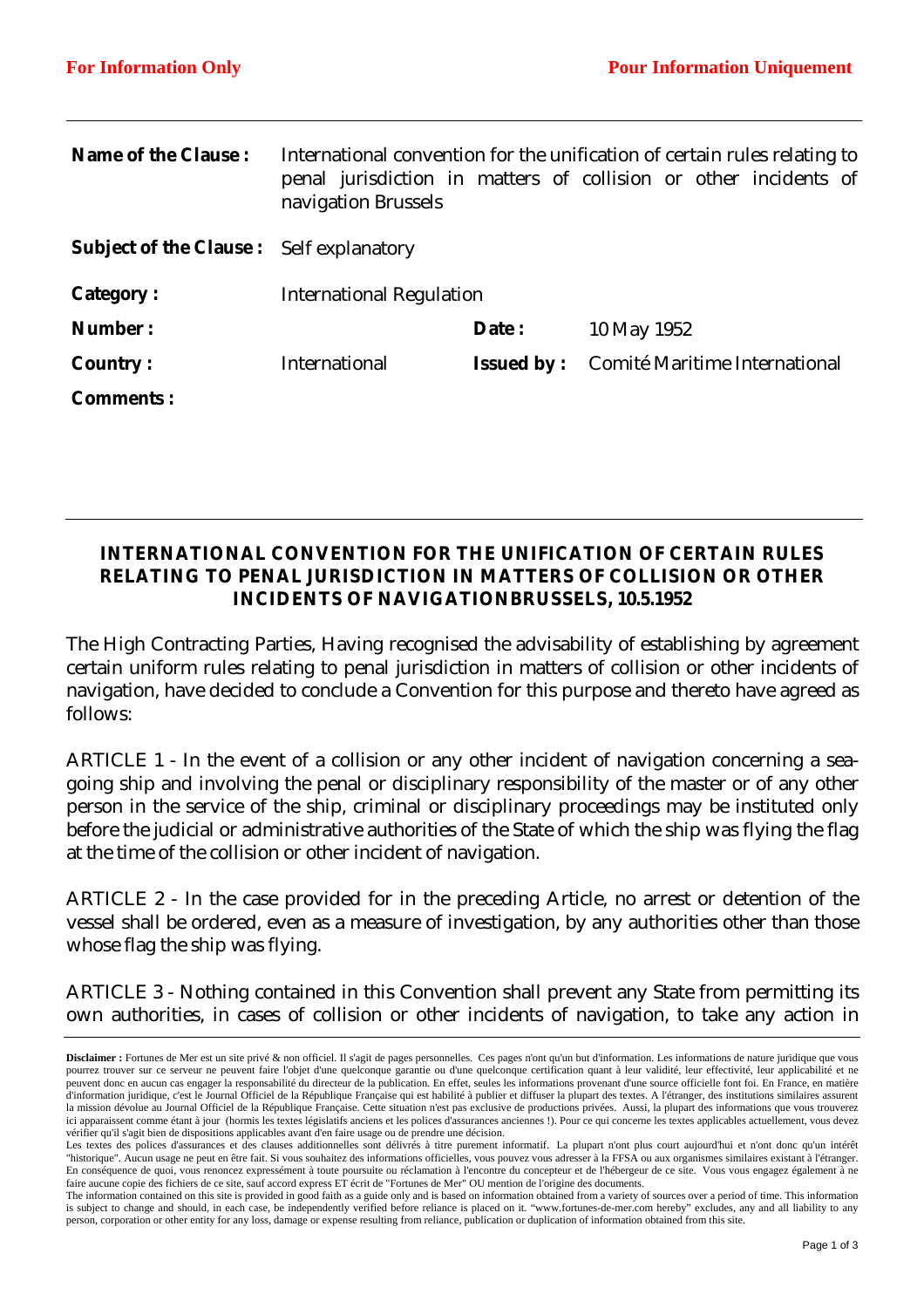**For Information Only** | **Pour Information Uniquement**

| | | | |
|---|---|---|---|
| **Name of the Clause :** | International convention for the unification of certain rules relating to penal jurisdiction in matters of collision or other incidents of navigation Brussels | | |
| **Subject of the Clause :** | Self explanatory | | |
| **Category :** | International Regulation | | |
| **Number :** | | **Date :** | 10 May 1952 |
| **Country :** | International | **Issued by :** | Comité Maritime International |
| **Comments :** | | | |

## INTERNATIONAL CONVENTION FOR THE UNIFICATION OF CERTAIN RULES RELATING TO PENAL JURISDICTION IN MATTERS OF COLLISION OR OTHER INCIDENTS OF NAVIGATIONBRUSSELS, 10.5.1952

The High Contracting Parties, Having recognised the advisability of establishing by agreement certain uniform rules relating to penal jurisdiction in matters of collision or other incidents of navigation, have decided to conclude a Convention for this purpose and thereto have agreed as follows:

ARTICLE 1 - In the event of a collision or any other incident of navigation concerning a sea-going ship and involving the penal or disciplinary responsibility of the master or of any other person in the service of the ship, criminal or disciplinary proceedings may be instituted only before the judicial or administrative authorities of the State of which the ship was flying the flag at the time of the collision or other incident of navigation.

ARTICLE 2 - In the case provided for in the preceding Article, no arrest or detention of the vessel shall be ordered, even as a measure of investigation, by any authorities other than those whose flag the ship was flying.

ARTICLE 3 - Nothing contained in this Convention shall prevent any State from permitting its own authorities, in cases of collision or other incidents of navigation, to take any action in

**Disclaimer :** Fortunes de Mer est un site privé & non officiel. Il s'agit de pages personnelles. Ces pages n'ont qu'un but d'information. Les informations de nature juridique que vous pourrez trouver sur ce serveur ne peuvent faire l'objet d'une quelconque garantie ou d'une quelconque certification quant à leur validité, leur effectivité, leur applicabilité et ne peuvent donc en aucun cas engager la responsabilité du directeur de la publication. En effet, seules les informations provenant d'une source officielle font foi. En France, en matière d'information juridique, c'est le Journal Officiel de la République Française qui est habilité à publier et diffuser la plupart des textes. A l'étranger, des institutions similaires assurent la mission dévolue au Journal Officiel de la République Française. Cette situation n'est pas exclusive de productions privées. Aussi, la plupart des informations que vous trouverez ici apparaissent comme étant à jour (hormis les textes législatifs anciens et les polices d'assurances anciennes !). Pour ce qui concerne les textes applicables actuellement, vous devez vérifier qu'il s'agit bien de dispositions applicables avant d'en faire usage ou de prendre une décision.
Les textes des polices d'assurances et des clauses additionnelles sont délivrés à titre purement informatif. La plupart n'ont plus court aujourd'hui et n'ont donc qu'un intérêt "historique". Aucun usage ne peut en être fait. Si vous souhaitez des informations officielles, vous pouvez vous adresser à la FFSA ou aux organismes similaires existant à l'étranger. En conséquence de quoi, vous renoncez expressément à toute poursuite ou réclamation à l'encontre du concepteur et de l'hébergeur de ce site. Vous vous engagez également à ne faire aucune copie des fichiers de ce site, sauf accord express ET écrit de "Fortunes de Mer" OU mention de l'origine des documents.
The information contained on this site is provided in good faith as a guide only and is based on information obtained from a variety of sources over a period of time. This information is subject to change and should, in each case, be independently verified before reliance is placed on it. "www.fortunes-de-mer.com hereby" excludes, any and all liability to any person, corporation or other entity for any loss, damage or expense resulting from reliance, publication or duplication of information obtained from this site.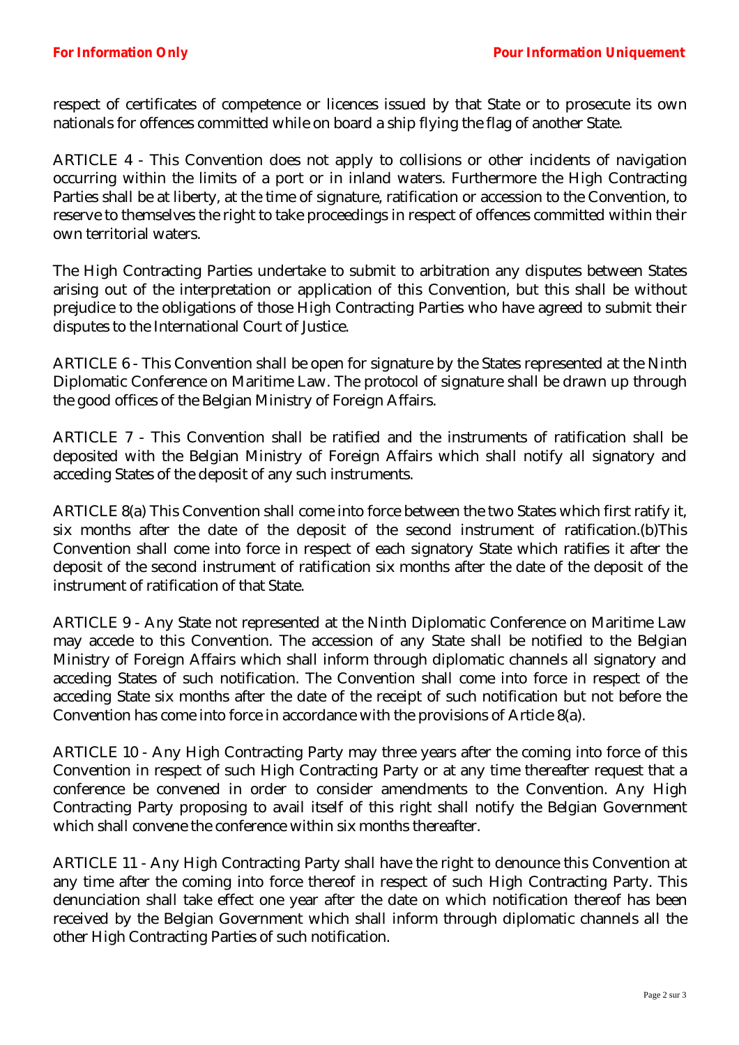respect of certificates of competence or licences issued by that State or to prosecute its own nationals for offences committed while on board a ship flying the flag of another State.

ARTICLE 4 - This Convention does not apply to collisions or other incidents of navigation occurring within the limits of a port or in inland waters. Furthermore the High Contracting Parties shall be at liberty, at the time of signature, ratification or accession to the Convention, to reserve to themselves the right to take proceedings in respect of offences committed within their own territorial waters.

The High Contracting Parties undertake to submit to arbitration any disputes between States arising out of the interpretation or application of this Convention, but this shall be without prejudice to the obligations of those High Contracting Parties who have agreed to submit their disputes to the International Court of Justice.

ARTICLE 6 - This Convention shall be open for signature by the States represented at the Ninth Diplomatic Conference on Maritime Law. The protocol of signature shall be drawn up through the good offices of the Belgian Ministry of Foreign Affairs.

ARTICLE 7 - This Convention shall be ratified and the instruments of ratification shall be deposited with the Belgian Ministry of Foreign Affairs which shall notify all signatory and acceding States of the deposit of any such instruments.

ARTICLE 8(a) This Convention shall come into force between the two States which first ratify it, six months after the date of the deposit of the second instrument of ratification.(b)This Convention shall come into force in respect of each signatory State which ratifies it after the deposit of the second instrument of ratification six months after the date of the deposit of the instrument of ratification of that State.

ARTICLE 9 - Any State not represented at the Ninth Diplomatic Conference on Maritime Law may accede to this Convention. The accession of any State shall be notified to the Belgian Ministry of Foreign Affairs which shall inform through diplomatic channels all signatory and acceding States of such notification. The Convention shall come into force in respect of the acceding State six months after the date of the receipt of such notification but not before the Convention has come into force in accordance with the provisions of Article 8(a).

ARTICLE 10 - Any High Contracting Party may three years after the coming into force of this Convention in respect of such High Contracting Party or at any time thereafter request that a conference be convened in order to consider amendments to the Convention. Any High Contracting Party proposing to avail itself of this right shall notify the Belgian Government which shall convene the conference within six months thereafter.

ARTICLE 11 - Any High Contracting Party shall have the right to denounce this Convention at any time after the coming into force thereof in respect of such High Contracting Party. This denunciation shall take effect one year after the date on which notification thereof has been received by the Belgian Government which shall inform through diplomatic channels all the other High Contracting Parties of such notification.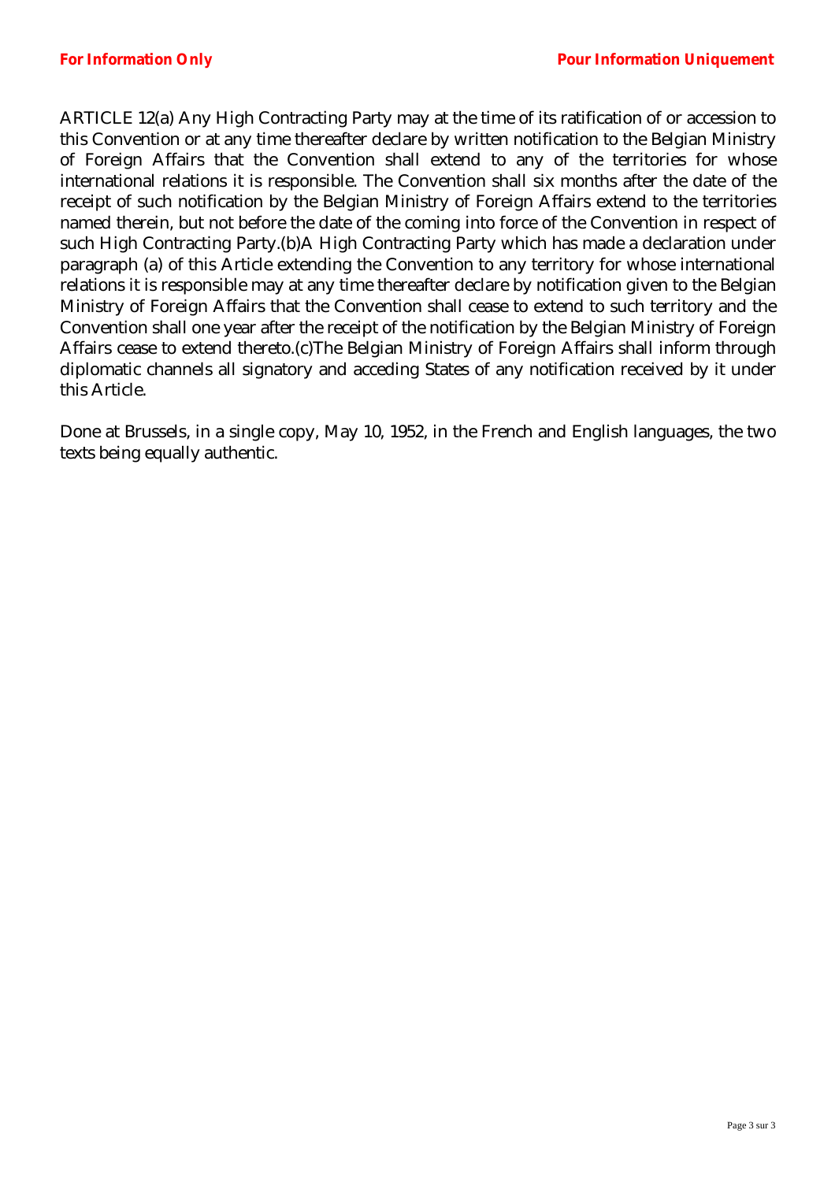ARTICLE 12(a) Any High Contracting Party may at the time of its ratification of or accession to this Convention or at any time thereafter declare by written notification to the Belgian Ministry of Foreign Affairs that the Convention shall extend to any of the territories for whose international relations it is responsible. The Convention shall six months after the date of the receipt of such notification by the Belgian Ministry of Foreign Affairs extend to the territories named therein, but not before the date of the coming into force of the Convention in respect of such High Contracting Party.(b)A High Contracting Party which has made a declaration under paragraph (a) of this Article extending the Convention to any territory for whose international relations it is responsible may at any time thereafter declare by notification given to the Belgian Ministry of Foreign Affairs that the Convention shall cease to extend to such territory and the Convention shall one year after the receipt of the notification by the Belgian Ministry of Foreign Affairs cease to extend thereto.(c)The Belgian Ministry of Foreign Affairs shall inform through diplomatic channels all signatory and acceding States of any notification received by it under this Article.

Done at Brussels, in a single copy, May 10, 1952, in the French and English languages, the two texts being equally authentic.